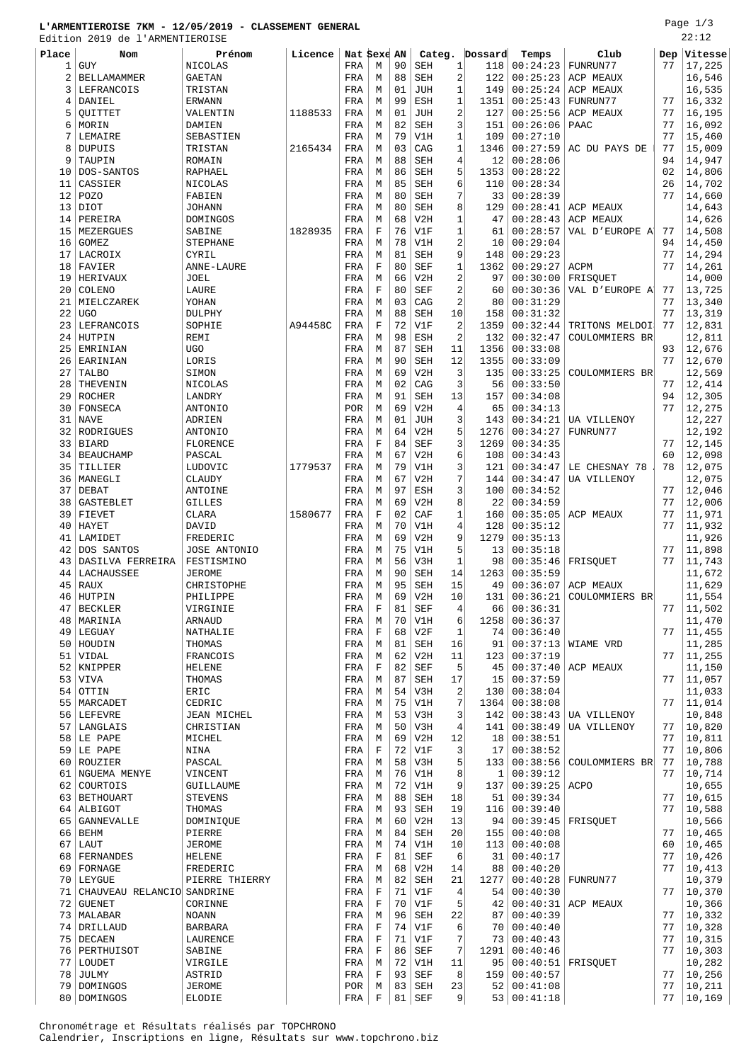# L'ARMENTIEROISE 7KM - 12/05/2019 - CLASSEMENT GENERAL

Edition 2019 de l'ARMENTIEROISE

22:12

| Place | Nom | Prénom | Licence | Nat | Sexe | AN | Categ. | | Dossard | Temps | Club | Dep | Vitesse |
|---|---|---|---|---|---|---|---|---|---|---|---|---|---|
| 1 | GUY | NICOLAS | | FRA | M | 90 | SEH | 1 | 118 | 00:24:23 | FUNRUN77 | 77 | 17,225 |
| 2 | BELLAMAMMER | GAETAN | | FRA | M | 88 | SEH | 2 | 122 | 00:25:23 | ACP MEAUX | | 16,546 |
| 3 | LEFRANCOIS | TRISTAN | | FRA | M | 01 | JUH | 1 | 149 | 00:25:24 | ACP MEAUX | | 16,535 |
| 4 | DANIEL | ERWANN | | FRA | M | 99 | ESH | 1 | 1351 | 00:25:43 | FUNRUN77 | 77 | 16,332 |
| 5 | QUITTET | VALENTIN | 1188533 | FRA | M | 01 | JUH | 2 | 127 | 00:25:56 | ACP MEAUX | 77 | 16,195 |
| 6 | MORIN | DAMIEN | | FRA | M | 82 | SEH | 3 | 151 | 00:26:06 | PAAC | 77 | 16,092 |
| 7 | LEMAIRE | SEBASTIEN | | FRA | M | 79 | V1H | 1 | 109 | 00:27:10 | | 77 | 15,460 |
| 8 | DUPUIS | TRISTAN | 2165434 | FRA | M | 03 | CAG | 1 | 1346 | 00:27:59 | AC DU PAYS DE | 77 | 15,009 |
| 9 | TAUPIN | ROMAIN | | FRA | M | 88 | SEH | 4 | 12 | 00:28:06 | | 94 | 14,947 |
| 10 | DOS-SANTOS | RAPHAEL | | FRA | M | 86 | SEH | 5 | 1353 | 00:28:22 | | 02 | 14,806 |
| 11 | CASSIER | NICOLAS | | FRA | M | 85 | SEH | 6 | 110 | 00:28:34 | | 26 | 14,702 |
| 12 | POZO | FABIEN | | FRA | M | 80 | SEH | 7 | 33 | 00:28:39 | | 77 | 14,660 |
| 13 | DIOT | JOHANN | | FRA | M | 80 | SEH | 8 | 129 | 00:28:41 | ACP MEAUX | | 14,643 |
| 14 | PEREIRA | DOMINGOS | | FRA | M | 68 | V2H | 1 | 47 | 00:28:43 | ACP MEAUX | | 14,626 |
| 15 | MEZERGUES | SABINE | 1828935 | FRA | F | 76 | V1F | 1 | 61 | 00:28:57 | VAL D'EUROPE A | 77 | 14,508 |
| 16 | GOMEZ | STEPHANE | | FRA | M | 78 | V1H | 2 | 10 | 00:29:04 | | 94 | 14,450 |
| 17 | LACROIX | CYRIL | | FRA | M | 81 | SEH | 9 | 148 | 00:29:23 | | 77 | 14,294 |
| 18 | FAVIER | ANNE-LAURE | | FRA | F | 80 | SEF | 1 | 1362 | 00:29:27 | ACPM | 77 | 14,261 |
| 19 | HERIVAUX | JOEL | | FRA | M | 66 | V2H | 2 | 97 | 00:30:00 | FRISQUET | | 14,000 |
| 20 | COLENO | LAURE | | FRA | F | 80 | SEF | 2 | 60 | 00:30:36 | VAL D'EUROPE A | 77 | 13,725 |
| 21 | MIELCZAREK | YOHAN | | FRA | M | 03 | CAG | 2 | 80 | 00:31:29 | | 77 | 13,340 |
| 22 | UGO | DULPHY | | FRA | M | 88 | SEH | 10 | 158 | 00:31:32 | | 77 | 13,319 |
| 23 | LEFRANCOIS | SOPHIE | A94458C | FRA | F | 72 | V1F | 2 | 1359 | 00:32:44 | TRITONS MELDOI | 77 | 12,831 |
| 24 | HUTPIN | REMI | | FRA | M | 98 | ESH | 2 | 132 | 00:32:47 | COULOMMIERS BR | | 12,811 |
| 25 | EMRINIAN | UGO | | FRA | M | 87 | SEH | 11 | 1356 | 00:33:08 | | 93 | 12,676 |
| 26 | EARINIAN | LORIS | | FRA | M | 90 | SEH | 12 | 1355 | 00:33:09 | | 77 | 12,670 |
| 27 | TALBO | SIMON | | FRA | M | 69 | V2H | 3 | 135 | 00:33:25 | COULOMMIERS BR | | 12,569 |
| 28 | THEVENIN | NICOLAS | | FRA | M | 02 | CAG | 3 | 56 | 00:33:50 | | 77 | 12,414 |
| 29 | ROCHER | LANDRY | | FRA | M | 91 | SEH | 13 | 157 | 00:34:08 | | 94 | 12,305 |
| 30 | FONSECA | ANTONIO | | POR | M | 69 | V2H | 4 | 65 | 00:34:13 | | 77 | 12,275 |
| 31 | NAVE | ADRIEN | | FRA | M | 01 | JUH | 3 | 143 | 00:34:21 | UA VILLENOY | | 12,227 |
| 32 | RODRIGUES | ANTONIO | | FRA | M | 64 | V2H | 5 | 1276 | 00:34:27 | FUNRUN77 | | 12,192 |
| 33 | BIARD | FLORENCE | | FRA | F | 84 | SEF | 3 | 1269 | 00:34:35 | | 77 | 12,145 |
| 34 | BEAUCHAMP | PASCAL | | FRA | M | 67 | V2H | 6 | 108 | 00:34:43 | | 60 | 12,098 |
| 35 | TILLIER | LUDOVIC | 1779537 | FRA | M | 79 | V1H | 3 | 121 | 00:34:47 | LE CHESNAY 78 | 78 | 12,075 |
| 36 | MANEGLI | CLAUDY | | FRA | M | 67 | V2H | 7 | 144 | 00:34:47 | UA VILLENOY | | 12,075 |
| 37 | DEBAT | ANTOINE | | FRA | M | 97 | ESH | 3 | 100 | 00:34:52 | | 77 | 12,046 |
| 38 | GASTEBLET | GILLES | | FRA | M | 69 | V2H | 8 | 22 | 00:34:59 | | 77 | 12,006 |
| 39 | FIEVET | CLARA | 1580677 | FRA | F | 02 | CAF | 1 | 160 | 00:35:05 | ACP MEAUX | 77 | 11,971 |
| 40 | HAYET | DAVID | | FRA | M | 70 | V1H | 4 | 128 | 00:35:12 | | 77 | 11,932 |
| 41 | LAMIDET | FREDERIC | | FRA | M | 69 | V2H | 9 | 1279 | 00:35:13 | | | 11,926 |
| 42 | DOS SANTOS | JOSE ANTONIO | | FRA | M | 75 | V1H | 5 | 13 | 00:35:18 | | 77 | 11,898 |
| 43 | DASILVA FERREIRA | FESTISMINO | | FRA | M | 56 | V3H | 1 | 98 | 00:35:46 | FRISQUET | 77 | 11,743 |
| 44 | LACHAUSSEE | JEROME | | FRA | M | 90 | SEH | 14 | 1263 | 00:35:59 | | | 11,672 |
| 45 | RAUX | CHRISTOPHE | | FRA | M | 95 | SEH | 15 | 49 | 00:36:07 | ACP MEAUX | | 11,629 |
| 46 | HUTPIN | PHILIPPE | | FRA | M | 69 | V2H | 10 | 131 | 00:36:21 | COULOMMIERS BR | | 11,554 |
| 47 | BECKLER | VIRGINIE | | FRA | F | 81 | SEF | 4 | 66 | 00:36:31 | | 77 | 11,502 |
| 48 | MARINIA | ARNAUD | | FRA | M | 70 | V1H | 6 | 1258 | 00:36:37 | | | 11,470 |
| 49 | LEGUAY | NATHALIE | | FRA | F | 68 | V2F | 1 | 74 | 00:36:40 | | 77 | 11,455 |
| 50 | HOUDIN | THOMAS | | FRA | M | 81 | SEH | 16 | 91 | 00:37:13 | WIAME VRD | | 11,285 |
| 51 | VIDAL | FRANCOIS | | FRA | M | 62 | V2H | 11 | 123 | 00:37:19 | | 77 | 11,255 |
| 52 | KNIPPER | HELENE | | FRA | F | 82 | SEF | 5 | 45 | 00:37:40 | ACP MEAUX | | 11,150 |
| 53 | VIVA | THOMAS | | FRA | M | 87 | SEH | 17 | 15 | 00:37:59 | | 77 | 11,057 |
| 54 | OTTIN | ERIC | | FRA | M | 54 | V3H | 2 | 130 | 00:38:04 | | | 11,033 |
| 55 | MARCADET | CEDRIC | | FRA | M | 75 | V1H | 7 | 1364 | 00:38:08 | | 77 | 11,014 |
| 56 | LEFEVRE | JEAN MICHEL | | FRA | M | 53 | V3H | 3 | 142 | 00:38:43 | UA VILLENOY | | 10,848 |
| 57 | LANGLAIS | CHRISTIAN | | FRA | M | 50 | V3H | 4 | 141 | 00:38:49 | UA VILLENOY | 77 | 10,820 |
| 58 | LE PAPE | MICHEL | | FRA | M | 69 | V2H | 12 | 18 | 00:38:51 | | 77 | 10,811 |
| 59 | LE PAPE | NINA | | FRA | F | 72 | V1F | 3 | 17 | 00:38:52 | | 77 | 10,806 |
| 60 | ROUZIER | PASCAL | | FRA | M | 58 | V3H | 5 | 133 | 00:38:56 | COULOMMIERS BR | 77 | 10,788 |
| 61 | NGUEMA MENYE | VINCENT | | FRA | M | 76 | V1H | 8 | 1 | 00:39:12 | | 77 | 10,714 |
| 62 | COURTOIS | GUILLAUME | | FRA | M | 72 | V1H | 9 | 137 | 00:39:25 | ACPO | | 10,655 |
| 63 | BETHOUART | STEVENS | | FRA | M | 88 | SEH | 18 | 51 | 00:39:34 | | 77 | 10,615 |
| 64 | ALBIGOT | THOMAS | | FRA | M | 93 | SEH | 19 | 116 | 00:39:40 | | 77 | 10,588 |
| 65 | GANNEVALLE | DOMINIQUE | | FRA | M | 60 | V2H | 13 | 94 | 00:39:45 | FRISQUET | | 10,566 |
| 66 | BEHM | PIERRE | | FRA | M | 84 | SEH | 20 | 155 | 00:40:08 | | 77 | 10,465 |
| 67 | LAUT | JEROME | | FRA | M | 74 | V1H | 10 | 113 | 00:40:08 | | 60 | 10,465 |
| 68 | FERNANDES | HELENE | | FRA | F | 81 | SEF | 6 | 31 | 00:40:17 | | 77 | 10,426 |
| 69 | FORNAGE | FREDERIC | | FRA | M | 68 | V2H | 14 | 88 | 00:40:20 | | 77 | 10,413 |
| 70 | LEYGUE | PIERRE THIERRY | | FRA | M | 82 | SEH | 21 | 1277 | 00:40:28 | FUNRUN77 | | 10,379 |
| 71 | CHAUVEAU RELANCIO | SANDRINE | | FRA | F | 71 | V1F | 4 | 54 | 00:40:30 | | 77 | 10,370 |
| 72 | GUENET | CORINNE | | FRA | F | 70 | V1F | 5 | 42 | 00:40:31 | ACP MEAUX | | 10,366 |
| 73 | MALABAR | NOANN | | FRA | M | 96 | SEH | 22 | 87 | 00:40:39 | | 77 | 10,332 |
| 74 | DRILLAUD | BARBARA | | FRA | F | 74 | V1F | 6 | 70 | 00:40:40 | | 77 | 10,328 |
| 75 | DECAEN | LAURENCE | | FRA | F | 71 | V1F | 7 | 73 | 00:40:43 | | 77 | 10,315 |
| 76 | PERTHUISOT | SABINE | | FRA | F | 86 | SEF | 7 | 1291 | 00:40:46 | | 77 | 10,303 |
| 77 | LOUDET | VIRGILE | | FRA | M | 72 | V1H | 11 | 95 | 00:40:51 | FRISQUET | | 10,282 |
| 78 | JULMY | ASTRID | | FRA | F | 93 | SEF | 8 | 159 | 00:40:57 | | 77 | 10,256 |
| 79 | DOMINGOS | JEROME | | POR | M | 83 | SEH | 23 | 52 | 00:41:08 | | 77 | 10,211 |
| 80 | DOMINGOS | ELODIE | | FRA | F | 81 | SEF | 9 | 53 | 00:41:18 | | 77 | 10,169 |

Chronométrage et Résultats réalisés par TOPCHRONO
Calendrier, Inscriptions en ligne, Résultats sur www.topchrono.biz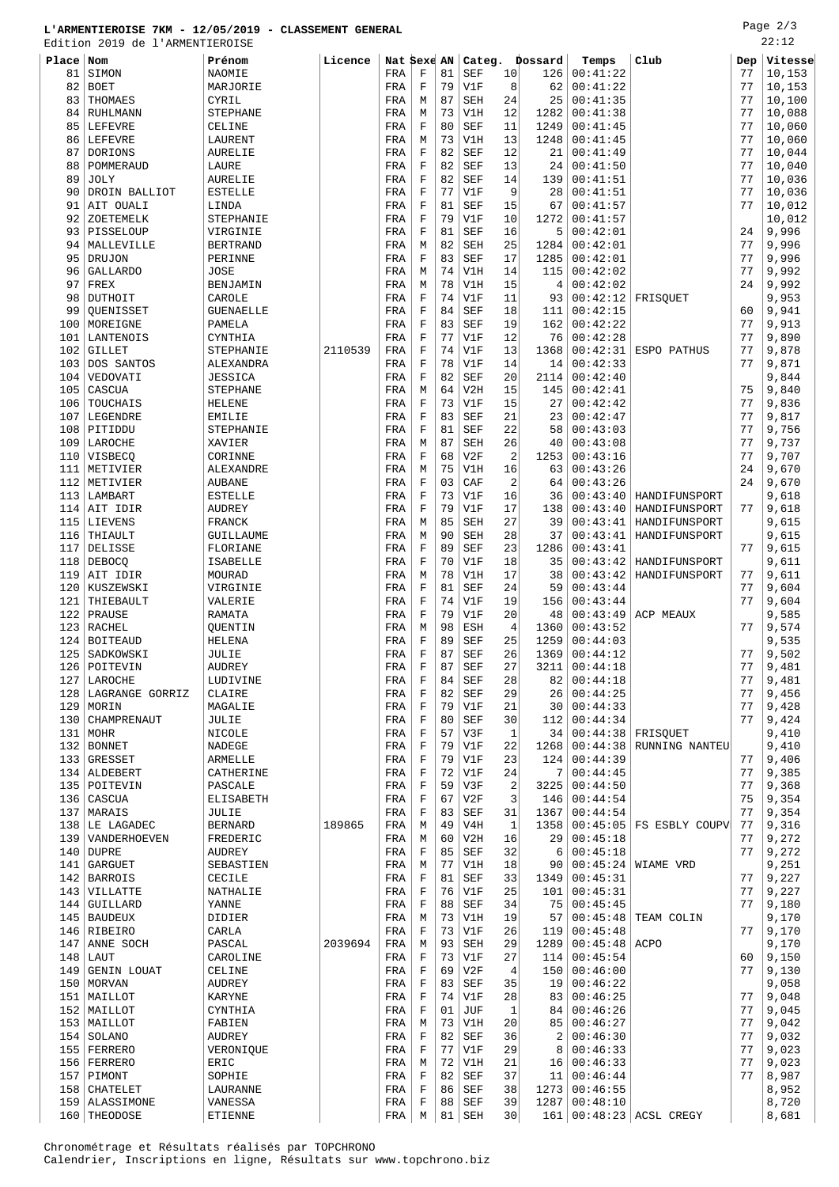**L'ARMENTIEROISE 7KM - 12/05/2019 - CLASSEMENT GENERAL**

Edition 2019 de l'ARMENTIEROISE

| Place | Nom | Prénom | Licence | Nat | Sexe | AN | Categ. | | Dossard | Temps | Club | Dep | Vitesse |
|---|---|---|---|---|---|---|---|---|---|---|---|---|---|
| 81 | SIMON | NAOMIE | | FRA | F | 81 | SEF | 10 | 126 | 00:41:22 | | 77 | 10,153 |
| 82 | BOET | MARJORIE | | FRA | F | 79 | V1F | 8 | 62 | 00:41:22 | | 77 | 10,153 |
| 83 | THOMAES | CYRIL | | FRA | M | 87 | SEH | 24 | 25 | 00:41:35 | | 77 | 10,100 |
| 84 | RUHLMANN | STEPHANE | | FRA | M | 73 | V1H | 12 | 1282 | 00:41:38 | | 77 | 10,088 |
| 85 | LEFEVRE | CELINE | | FRA | F | 80 | SEF | 11 | 1249 | 00:41:45 | | 77 | 10,060 |
| 86 | LEFEVRE | LAURENT | | FRA | M | 73 | V1H | 13 | 1248 | 00:41:45 | | 77 | 10,060 |
| 87 | DORIONS | AURELIE | | FRA | F | 82 | SEF | 12 | 21 | 00:41:49 | | 77 | 10,044 |
| 88 | POMMERAUD | LAURE | | FRA | F | 82 | SEF | 13 | 24 | 00:41:50 | | 77 | 10,040 |
| 89 | JOLY | AURELIE | | FRA | F | 82 | SEF | 14 | 139 | 00:41:51 | | 77 | 10,036 |
| 90 | DROIN BALLIOT | ESTELLE | | FRA | F | 77 | V1F | 9 | 28 | 00:41:51 | | 77 | 10,036 |
| 91 | AIT OUALI | LINDA | | FRA | F | 81 | SEF | 15 | 67 | 00:41:57 | | 77 | 10,012 |
| 92 | ZOETEMELK | STEPHANIE | | FRA | F | 79 | V1F | 10 | 1272 | 00:41:57 | | | 10,012 |
| 93 | PISSELOUP | VIRGINIE | | FRA | F | 81 | SEF | 16 | 5 | 00:42:01 | | 24 | 9,996 |
| 94 | MALLEVILLE | BERTRAND | | FRA | M | 82 | SEH | 25 | 1284 | 00:42:01 | | 77 | 9,996 |
| 95 | DRUJON | PERINNE | | FRA | F | 83 | SEF | 17 | 1285 | 00:42:01 | | 77 | 9,996 |
| 96 | GALLARDO | JOSE | | FRA | M | 74 | V1H | 14 | 115 | 00:42:02 | | 77 | 9,992 |
| 97 | FREX | BENJAMIN | | FRA | M | 78 | V1H | 15 | 4 | 00:42:02 | | 24 | 9,992 |
| 98 | DUTHOIT | CAROLE | | FRA | F | 74 | V1F | 11 | 93 | 00:42:12 | FRISQUET | | 9,953 |
| 99 | QUENISSET | GUENAELLE | | FRA | F | 84 | SEF | 18 | 111 | 00:42:15 | | 60 | 9,941 |
| 100 | MOREIGNE | PAMELA | | FRA | F | 83 | SEF | 19 | 162 | 00:42:22 | | 77 | 9,913 |
| 101 | LANTENOIS | CYNTHIA | | FRA | F | 77 | V1F | 12 | 76 | 00:42:28 | | 77 | 9,890 |
| 102 | GILLET | STEPHANIE | 2110539 | FRA | F | 74 | V1F | 13 | 1368 | 00:42:31 | ESPO PATHUS | 77 | 9,878 |
| 103 | DOS SANTOS | ALEXANDRA | | FRA | F | 78 | V1F | 14 | 14 | 00:42:33 | | 77 | 9,871 |
| 104 | VEDOVATI | JESSICA | | FRA | F | 82 | SEF | 20 | 2114 | 00:42:40 | | | 9,844 |
| 105 | CASCUA | STEPHANE | | FRA | M | 64 | V2H | 15 | 145 | 00:42:41 | | 75 | 9,840 |
| 106 | TOUCHAIS | HELENE | | FRA | F | 73 | V1F | 15 | 27 | 00:42:42 | | 77 | 9,836 |
| 107 | LEGENDRE | EMILIE | | FRA | F | 83 | SEF | 21 | 23 | 00:42:47 | | 77 | 9,817 |
| 108 | PITIDDU | STEPHANIE | | FRA | F | 81 | SEF | 22 | 58 | 00:43:03 | | 77 | 9,756 |
| 109 | LAROCHE | XAVIER | | FRA | M | 87 | SEH | 26 | 40 | 00:43:08 | | 77 | 9,737 |
| 110 | VISBECQ | CORINNE | | FRA | F | 68 | V2F | 2 | 1253 | 00:43:16 | | 77 | 9,707 |
| 111 | METIVIER | ALEXANDRE | | FRA | M | 75 | V1H | 16 | 63 | 00:43:26 | | 24 | 9,670 |
| 112 | METIVIER | AUBANE | | FRA | F | 03 | CAF | 2 | 64 | 00:43:26 | | 24 | 9,670 |
| 113 | LAMBART | ESTELLE | | FRA | F | 73 | V1F | 16 | 36 | 00:43:40 | HANDIFUNSPORT | 77 | 9,618 |
| 114 | AIT IDIR | AUDREY | | FRA | F | 79 | V1F | 17 | 138 | 00:43:40 | HANDIFUNSPORT | 77 | 9,618 |
| 115 | LIEVENS | FRANCK | | FRA | M | 85 | SEH | 27 | 39 | 00:43:41 | HANDIFUNSPORT | | 9,615 |
| 116 | THIAULT | GUILLAUME | | FRA | M | 90 | SEH | 28 | 37 | 00:43:41 | HANDIFUNSPORT | | 9,615 |
| 117 | DELISSE | FLORIANE | | FRA | F | 89 | SEF | 23 | 1286 | 00:43:41 | | 77 | 9,615 |
| 118 | DEBOCQ | ISABELLE | | FRA | F | 70 | V1F | 18 | 35 | 00:43:42 | HANDIFUNSPORT | | 9,611 |
| 119 | AIT IDIR | MOURAD | | FRA | M | 78 | V1H | 17 | 38 | 00:43:42 | HANDIFUNSPORT | 77 | 9,611 |
| 120 | KUSZEWSKI | VIRGINIE | | FRA | F | 81 | SEF | 24 | 59 | 00:43:44 | | 77 | 9,604 |
| 121 | THIEBAULT | VALERIE | | FRA | F | 74 | V1F | 19 | 156 | 00:43:44 | | 77 | 9,604 |
| 122 | PRAUSE | RAMATA | | FRA | F | 79 | V1F | 20 | 48 | 00:43:49 | ACP MEAUX | | 9,585 |
| 123 | RACHEL | QUENTIN | | FRA | M | 98 | ESH | 4 | 1360 | 00:43:52 | | 77 | 9,574 |
| 124 | BOITEAUD | HELENA | | FRA | F | 89 | SEF | 25 | 1259 | 00:44:03 | | | 9,535 |
| 125 | SADKOWSKI | JULIE | | FRA | F | 87 | SEF | 26 | 1369 | 00:44:12 | | 77 | 9,502 |
| 126 | POITEVIN | AUDREY | | FRA | F | 87 | SEF | 27 | 3211 | 00:44:18 | | 77 | 9,481 |
| 127 | LAROCHE | LUDIVINE | | FRA | F | 84 | SEF | 28 | 82 | 00:44:18 | | 77 | 9,481 |
| 128 | LAGRANGE GORRIZ | CLAIRE | | FRA | F | 82 | SEF | 29 | 26 | 00:44:25 | | 77 | 9,456 |
| 129 | MORIN | MAGALIE | | FRA | F | 79 | V1F | 21 | 30 | 00:44:33 | | 77 | 9,428 |
| 130 | CHAMPRENAUT | JULIE | | FRA | F | 80 | SEF | 30 | 112 | 00:44:34 | | 77 | 9,424 |
| 131 | MOHR | NICOLE | | FRA | F | 57 | V3F | 1 | 34 | 00:44:38 | FRISQUET | | 9,410 |
| 132 | BONNET | NADEGE | | FRA | F | 79 | V1F | 22 | 1268 | 00:44:38 | RUNNING NANTEU | | 9,410 |
| 133 | GRESSET | ARMELLE | | FRA | F | 79 | V1F | 23 | 124 | 00:44:39 | | 77 | 9,406 |
| 134 | ALDEBERT | CATHERINE | | FRA | F | 72 | V1F | 24 | 7 | 00:44:45 | | 77 | 9,385 |
| 135 | POITEVIN | PASCALE | | FRA | F | 59 | V3F | 2 | 3225 | 00:44:50 | | 77 | 9,368 |
| 136 | CASCUA | ELISABETH | | FRA | F | 67 | V2F | 3 | 146 | 00:44:54 | | 75 | 9,354 |
| 137 | MARAIS | JULIE | | FRA | F | 83 | SEF | 31 | 1367 | 00:44:54 | | 77 | 9,354 |
| 138 | LE LAGADEC | BERNARD | 189865 | FRA | M | 49 | V4H | 1 | 1358 | 00:45:05 | FS ESBLY COUPV | 77 | 9,316 |
| 139 | VANDERHOEVEN | FREDERIC | | FRA | M | 60 | V2H | 16 | 29 | 00:45:18 | | 77 | 9,272 |
| 140 | DUPRE | AUDREY | | FRA | F | 85 | SEF | 32 | 6 | 00:45:18 | | 77 | 9,272 |
| 141 | GARGUET | SEBASTIEN | | FRA | M | 77 | V1H | 18 | 90 | 00:45:24 | WIAME VRD | | 9,251 |
| 142 | BARROIS | CECILE | | FRA | F | 81 | SEF | 33 | 1349 | 00:45:31 | | 77 | 9,227 |
| 143 | VILLATTE | NATHALIE | | FRA | F | 76 | V1F | 25 | 101 | 00:45:31 | | 77 | 9,227 |
| 144 | GUILLARD | YANNE | | FRA | F | 88 | SEF | 34 | 75 | 00:45:45 | | 77 | 9,180 |
| 145 | BAUDEUX | DIDIER | | FRA | M | 73 | V1H | 19 | 57 | 00:45:48 | TEAM COLIN | | 9,170 |
| 146 | RIBEIRO | CARLA | | FRA | F | 73 | V1F | 26 | 119 | 00:45:48 | | 77 | 9,170 |
| 147 | ANNE SOCH | PASCAL | 2039694 | FRA | M | 93 | SEH | 29 | 1289 | 00:45:48 | ACPO | | 9,170 |
| 148 | LAUT | CAROLINE | | FRA | F | 73 | V1F | 27 | 114 | 00:45:54 | | 60 | 9,150 |
| 149 | GENIN LOUAT | CELINE | | FRA | F | 69 | V2F | 4 | 150 | 00:46:00 | | 77 | 9,130 |
| 150 | MORVAN | AUDREY | | FRA | F | 83 | SEF | 35 | 19 | 00:46:22 | | 77 | 9,058 |
| 151 | MAILLOT | KARYNE | | FRA | F | 74 | V1F | 28 | 83 | 00:46:25 | | 77 | 9,048 |
| 152 | MAILLOT | CYNTHIA | | FRA | F | 01 | JUF | 1 | 84 | 00:46:26 | | 77 | 9,045 |
| 153 | MAILLOT | FABIEN | | FRA | M | 73 | V1H | 20 | 85 | 00:46:27 | | 77 | 9,042 |
| 154 | SOLANO | AUDREY | | FRA | F | 82 | SEF | 36 | 2 | 00:46:30 | | 77 | 9,032 |
| 155 | FERRERO | VERONIQUE | | FRA | F | 77 | V1F | 29 | 8 | 00:46:33 | | 77 | 9,023 |
| 156 | FERRERO | ERIC | | FRA | M | 72 | V1H | 21 | 16 | 00:46:33 | | 77 | 9,023 |
| 157 | PIMONT | SOPHIE | | FRA | F | 82 | SEF | 37 | 11 | 00:46:44 | | 77 | 8,987 |
| 158 | CHATELET | LAURANNE | | FRA | F | 86 | SEF | 38 | 1273 | 00:46:55 | | | 8,952 |
| 159 | ALASSIMONE | VANESSA | | FRA | F | 88 | SEF | 39 | 1287 | 00:48:10 | | | 8,720 |
| 160 | THEODOSE | ETIENNE | | FRA | M | 81 | SEH | 30 | 161 | 00:48:23 | ACSL CREGY | | 8,681 |

Chronométrage et Résultats réalisés par TOPCHRONO
Calendrier, Inscriptions en ligne, Résultats sur www.topchrono.biz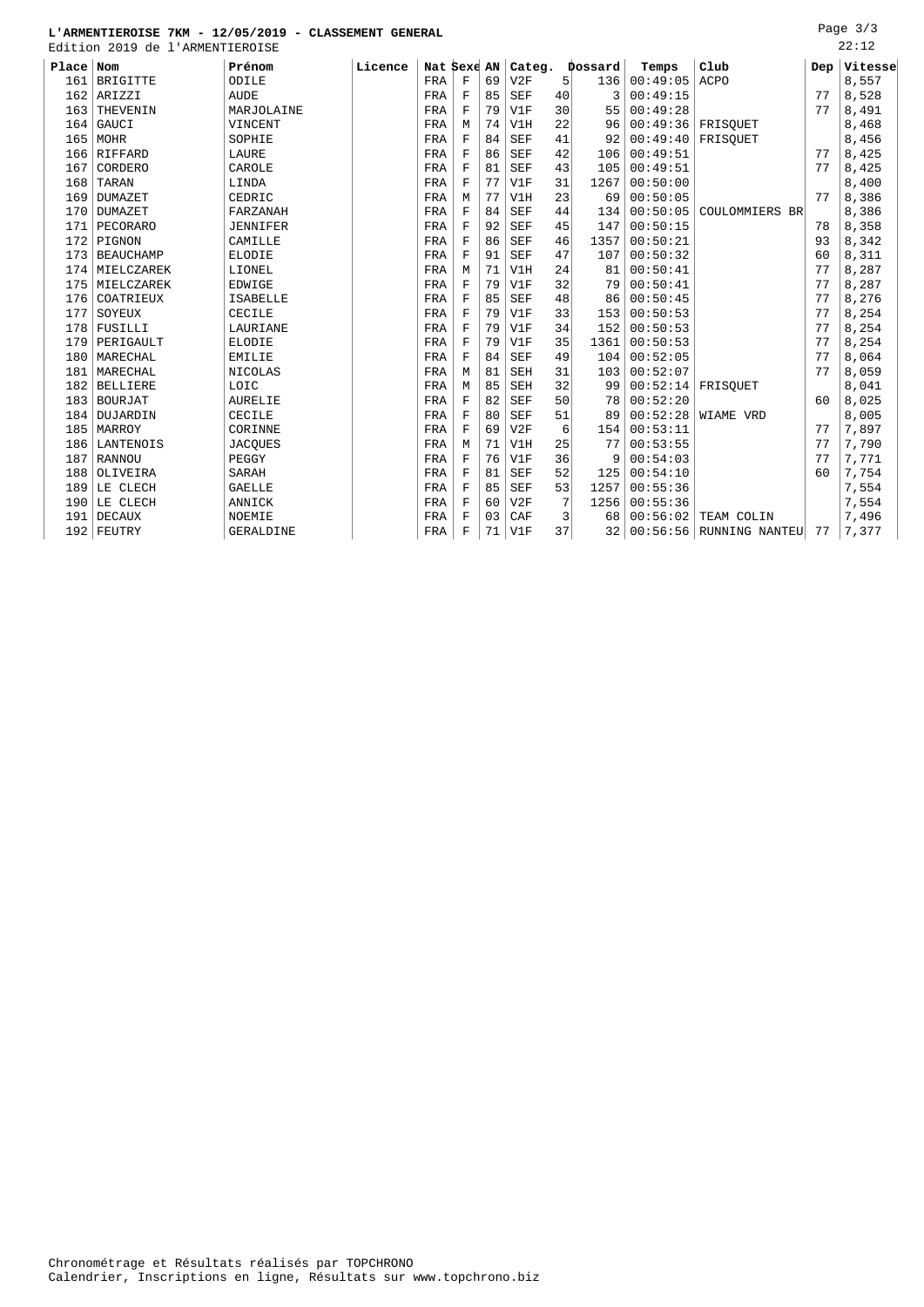**L'ARMENTIEROISE 7KM - 12/05/2019 - CLASSEMENT GENERAL**

Edition 2019 de l'ARMENTIEROISE

22:12

| Place | Nom | Prénom | Licence | Nat | Sexe | AN | Categ. | | Dossard | Temps | Club | Dep | Vitesse |
|---|---|---|---|---|---|---|---|---|---|---|---|---|---|
| 161 | BRIGITTE | ODILE | | FRA | F | 69 | V2F | 5 | 136 | 00:49:05 | ACPO | | 8,557 |
| 162 | ARIZZI | AUDE | | FRA | F | 85 | SEF | 40 | 3 | 00:49:15 | | 77 | 8,528 |
| 163 | THEVENIN | MARJOLAINE | | FRA | F | 79 | V1F | 30 | 55 | 00:49:28 | | 77 | 8,491 |
| 164 | GAUCI | VINCENT | | FRA | M | 74 | V1H | 22 | 96 | 00:49:36 | FRISQUET | | 8,468 |
| 165 | MOHR | SOPHIE | | FRA | F | 84 | SEF | 41 | 92 | 00:49:40 | FRISQUET | | 8,456 |
| 166 | RIFFARD | LAURE | | FRA | F | 86 | SEF | 42 | 106 | 00:49:51 | | 77 | 8,425 |
| 167 | CORDERO | CAROLE | | FRA | F | 81 | SEF | 43 | 105 | 00:49:51 | | 77 | 8,425 |
| 168 | TARAN | LINDA | | FRA | F | 77 | V1F | 31 | 1267 | 00:50:00 | | | 8,400 |
| 169 | DUMAZET | CEDRIC | | FRA | M | 77 | V1H | 23 | 69 | 00:50:05 | | 77 | 8,386 |
| 170 | DUMAZET | FARZANAH | | FRA | F | 84 | SEF | 44 | 134 | 00:50:05 | COULOMMIERS BR | | 8,386 |
| 171 | PECORARO | JENNIFER | | FRA | F | 92 | SEF | 45 | 147 | 00:50:15 | | 78 | 8,358 |
| 172 | PIGNON | CAMILLE | | FRA | F | 86 | SEF | 46 | 1357 | 00:50:21 | | 93 | 8,342 |
| 173 | BEAUCHAMP | ELODIE | | FRA | F | 91 | SEF | 47 | 107 | 00:50:32 | | 60 | 8,311 |
| 174 | MIELCZAREK | LIONEL | | FRA | M | 71 | V1H | 24 | 81 | 00:50:41 | | 77 | 8,287 |
| 175 | MIELCZAREK | EDWIGE | | FRA | F | 79 | V1F | 32 | 79 | 00:50:41 | | 77 | 8,287 |
| 176 | COATRIEUX | ISABELLE | | FRA | F | 85 | SEF | 48 | 86 | 00:50:45 | | 77 | 8,276 |
| 177 | SOYEUX | CECILE | | FRA | F | 79 | V1F | 33 | 153 | 00:50:53 | | 77 | 8,254 |
| 178 | FUSILLI | LAURIANE | | FRA | F | 79 | V1F | 34 | 152 | 00:50:53 | | 77 | 8,254 |
| 179 | PERIGAULT | ELODIE | | FRA | F | 79 | V1F | 35 | 1361 | 00:50:53 | | 77 | 8,254 |
| 180 | MARECHAL | EMILIE | | FRA | F | 84 | SEF | 49 | 104 | 00:52:05 | | 77 | 8,064 |
| 181 | MARECHAL | NICOLAS | | FRA | M | 81 | SEH | 31 | 103 | 00:52:07 | | 77 | 8,059 |
| 182 | BELLIERE | LOIC | | FRA | M | 85 | SEH | 32 | 99 | 00:52:14 | FRISQUET | | 8,041 |
| 183 | BOURJAT | AURELIE | | FRA | F | 82 | SEF | 50 | 78 | 00:52:20 | | 60 | 8,025 |
| 184 | DUJARDIN | CECILE | | FRA | F | 80 | SEF | 51 | 89 | 00:52:28 | WIAME VRD | | 8,005 |
| 185 | MARROY | CORINNE | | FRA | F | 69 | V2F | 6 | 154 | 00:53:11 | | 77 | 7,897 |
| 186 | LANTENOIS | JACQUES | | FRA | M | 71 | V1H | 25 | 77 | 00:53:55 | | 77 | 7,790 |
| 187 | RANNOU | PEGGY | | FRA | F | 76 | V1F | 36 | 9 | 00:54:03 | | 77 | 7,771 |
| 188 | OLIVEIRA | SARAH | | FRA | F | 81 | SEF | 52 | 125 | 00:54:10 | | 60 | 7,754 |
| 189 | LE CLECH | GAELLE | | FRA | F | 85 | SEF | 53 | 1257 | 00:55:36 | | | 7,554 |
| 190 | LE CLECH | ANNICK | | FRA | F | 60 | V2F | 7 | 1256 | 00:55:36 | | | 7,554 |
| 191 | DECAUX | NOEMIE | | FRA | F | 03 | CAF | 3 | 68 | 00:56:02 | TEAM COLIN | | 7,496 |
| 192 | FEUTRY | GERALDINE | | FRA | F | 71 | V1F | 37 | 32 | 00:56:56 | RUNNING NANTEU | 77 | 7,377 |

Chronométrage et Résultats réalisés par TOPCHRONO
Calendrier, Inscriptions en ligne, Résultats sur www.topchrono.biz